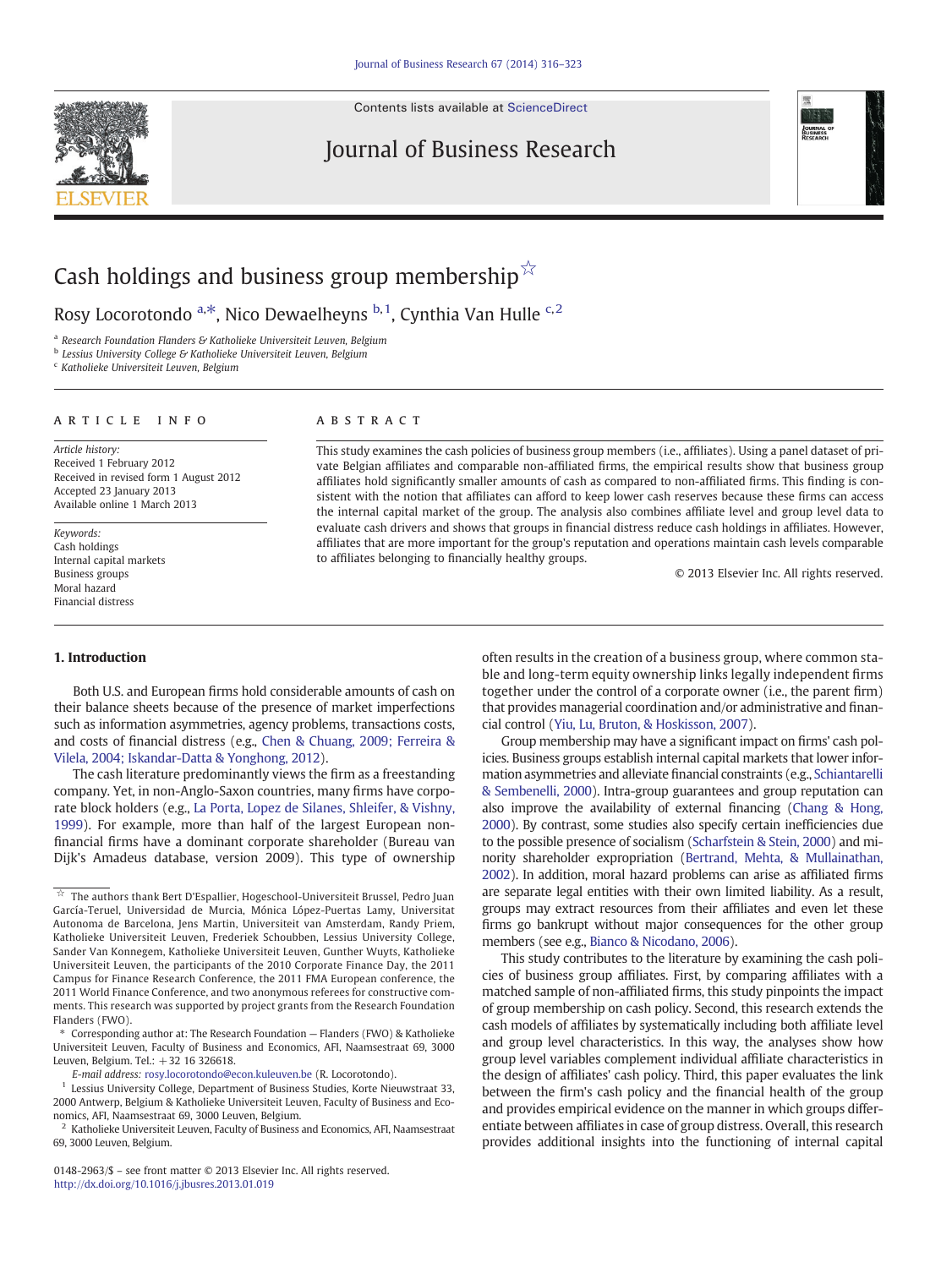# Cash holdings and business group membership ☆

Rosy Locorotondo [a,*], Nico Dewaelheyns [b,1], Cynthia Van Hulle [c,2]

[a] Research Foundation Flanders & Katholieke Universiteit Leuven, Belgium
[b] Lessius University College & Katholieke Universiteit Leuven, Belgium
[c] Katholieke Universiteit Leuven, Belgium

## ARTICLE INFO

*Article history:*
Received 1 February 2012
Received in revised form 1 August 2012
Accepted 23 January 2013
Available online 1 March 2013

*Keywords:*
Cash holdings
Internal capital markets
Business groups
Moral hazard
Financial distress

## ABSTRACT

This study examines the cash policies of business group members (i.e., affiliates). Using a panel dataset of private Belgian affiliates and comparable non-affiliated firms, the empirical results show that business group affiliates hold significantly smaller amounts of cash as compared to non-affiliated firms. This finding is consistent with the notion that affiliates can afford to keep lower cash reserves because these firms can access the internal capital market of the group. The analysis also combines affiliate level and group level data to evaluate cash drivers and shows that groups in financial distress reduce cash holdings in affiliates. However, affiliates that are more important for the group's reputation and operations maintain cash levels comparable to affiliates belonging to financially healthy groups.

© 2013 Elsevier Inc. All rights reserved.

## 1. Introduction

Both U.S. and European firms hold considerable amounts of cash on their balance sheets because of the presence of market imperfections such as information asymmetries, agency problems, transactions costs, and costs of financial distress (e.g., Chen & Chuang, 2009; Ferreira & Vilela, 2004; Iskandar-Datta & Yonghong, 2012).

The cash literature predominantly views the firm as a freestanding company. Yet, in non-Anglo-Saxon countries, many firms have corporate block holders (e.g., La Porta, Lopez de Silanes, Shleifer, & Vishny, 1999). For example, more than half of the largest European non-financial firms have a dominant corporate shareholder (Bureau van Dijk's Amadeus database, version 2009). This type of ownership often results in the creation of a business group, where common stable and long-term equity ownership links legally independent firms together under the control of a corporate owner (i.e., the parent firm) that provides managerial coordination and/or administrative and financial control (Yiu, Lu, Bruton, & Hoskisson, 2007).

Group membership may have a significant impact on firms' cash policies. Business groups establish internal capital markets that lower information asymmetries and alleviate financial constraints (e.g., Schiantarelli & Sembenelli, 2000). Intra-group guarantees and group reputation can also improve the availability of external financing (Chang & Hong, 2000). By contrast, some studies also specify certain inefficiencies due to the possible presence of socialism (Scharfstein & Stein, 2000) and minority shareholder expropriation (Bertrand, Mehta, & Mullainathan, 2002). In addition, moral hazard problems can arise as affiliated firms are separate legal entities with their own limited liability. As a result, groups may extract resources from their affiliates and even let these firms go bankrupt without major consequences for the other group members (see e.g., Bianco & Nicodano, 2006).

This study contributes to the literature by examining the cash policies of business group affiliates. First, by comparing affiliates with a matched sample of non-affiliated firms, this study pinpoints the impact of group membership on cash policy. Second, this research extends the cash models of affiliates by systematically including both affiliate level and group level characteristics. In this way, the analyses show how group level variables complement individual affiliate characteristics in the design of affiliates' cash policy. Third, this paper evaluates the link between the firm's cash policy and the financial health of the group and provides empirical evidence on the manner in which groups differentiate between affiliates in case of group distress. Overall, this research provides additional insights into the functioning of internal capital

---

☆ The authors thank Bert D'Espallier, Hogeschool-Universiteit Brussel, Pedro Juan García-Teruel, Universidad de Murcia, Mónica López-Puertas Lamy, Universitat Autonoma de Barcelona, Jens Martin, Universiteit van Amsterdam, Randy Priem, Katholieke Universiteit Leuven, Frederiek Schoubben, Lessius University College, Sander Van Konnegem, Katholieke Universiteit Leuven, Gunther Wuyts, Katholieke Universiteit Leuven, the participants of the 2010 Corporate Finance Day, the 2011 Campus for Finance Research Conference, the 2011 FMA European conference, the 2011 World Finance Conference, and two anonymous referees for constructive comments. This research was supported by project grants from the Research Foundation Flanders (FWO).

\* Corresponding author at: The Research Foundation — Flanders (FWO) & Katholieke Universiteit Leuven, Faculty of Business and Economics, AFI, Naamsestraat 69, 3000 Leuven, Belgium. Tel.: +32 16 326618.

*E-mail address:* rosy.locorotondo@econ.kuleuven.be (R. Locorotondo).

[1] Lessius University College, Department of Business Studies, Korte Nieuwstraat 33, 2000 Antwerp, Belgium & Katholieke Universiteit Leuven, Faculty of Business and Economics, AFI, Naamsestraat 69, 3000 Leuven, Belgium.

[2] Katholieke Universiteit Leuven, Faculty of Business and Economics, AFI, Naamsestraat 69, 3000 Leuven, Belgium.

0148-2963/$ – see front matter © 2013 Elsevier Inc. All rights reserved.
http://dx.doi.org/10.1016/j.jbusres.2013.01.019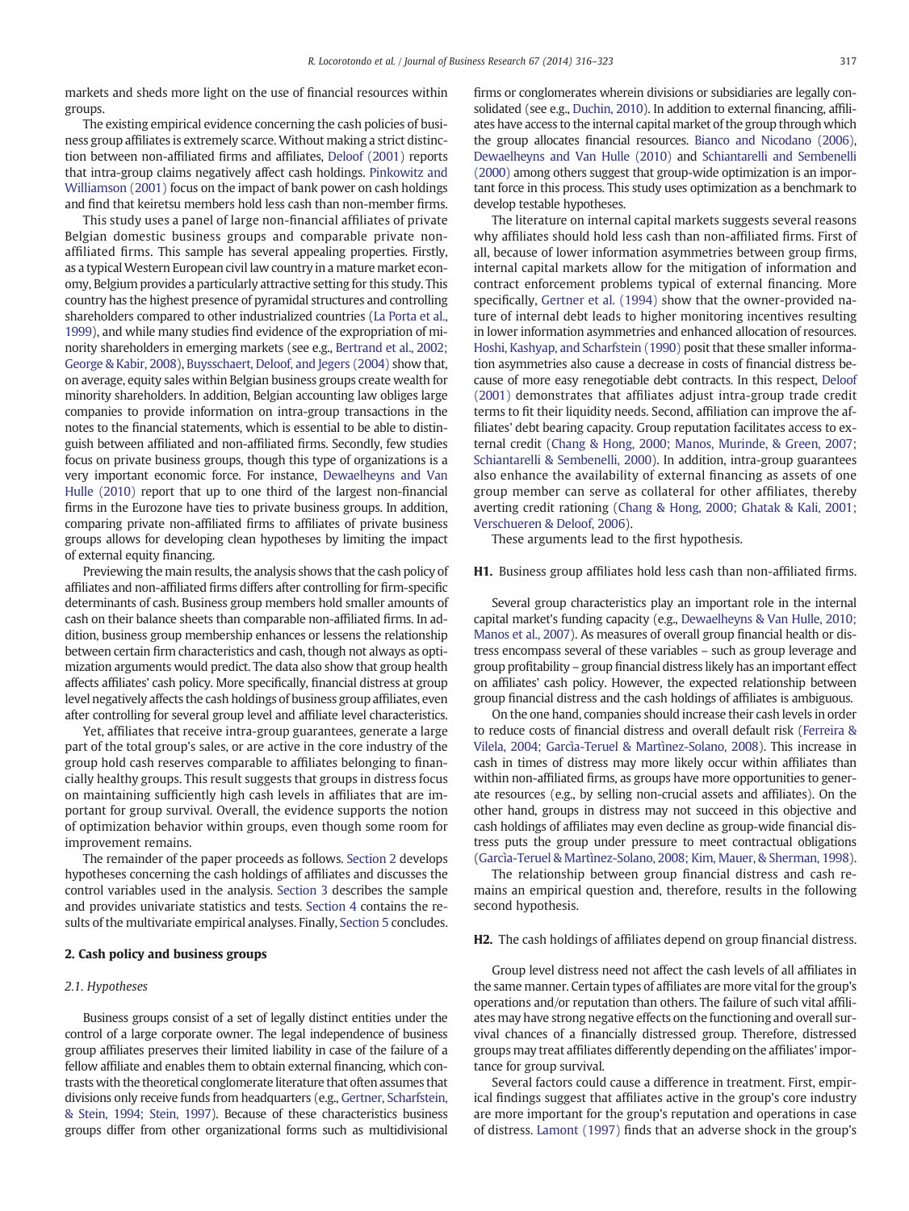markets and sheds more light on the use of financial resources within groups.

The existing empirical evidence concerning the cash policies of business group affiliates is extremely scarce. Without making a strict distinction between non-affiliated firms and affiliates, Deloof (2001) reports that intra-group claims negatively affect cash holdings. Pinkowitz and Williamson (2001) focus on the impact of bank power on cash holdings and find that keiretsu members hold less cash than non-member firms.

This study uses a panel of large non-financial affiliates of private Belgian domestic business groups and comparable private non-affiliated firms. This sample has several appealing properties. Firstly, as a typical Western European civil law country in a mature market economy, Belgium provides a particularly attractive setting for this study. This country has the highest presence of pyramidal structures and controlling shareholders compared to other industrialized countries (La Porta et al., 1999), and while many studies find evidence of the expropriation of minority shareholders in emerging markets (see e.g., Bertrand et al., 2002; George & Kabir, 2008), Buysschaert, Deloof, and Jegers (2004) show that, on average, equity sales within Belgian business groups create wealth for minority shareholders. In addition, Belgian accounting law obliges large companies to provide information on intra-group transactions in the notes to the financial statements, which is essential to be able to distinguish between affiliated and non-affiliated firms. Secondly, few studies focus on private business groups, though this type of organizations is a very important economic force. For instance, Dewaelheyns and Van Hulle (2010) report that up to one third of the largest non-financial firms in the Eurozone have ties to private business groups. In addition, comparing private non-affiliated firms to affiliates of private business groups allows for developing clean hypotheses by limiting the impact of external equity financing.

Previewing the main results, the analysis shows that the cash policy of affiliates and non-affiliated firms differs after controlling for firm-specific determinants of cash. Business group members hold smaller amounts of cash on their balance sheets than comparable non-affiliated firms. In addition, business group membership enhances or lessens the relationship between certain firm characteristics and cash, though not always as optimization arguments would predict. The data also show that group health affects affiliates' cash policy. More specifically, financial distress at group level negatively affects the cash holdings of business group affiliates, even after controlling for several group level and affiliate level characteristics.

Yet, affiliates that receive intra-group guarantees, generate a large part of the total group's sales, or are active in the core industry of the group hold cash reserves comparable to affiliates belonging to financially healthy groups. This result suggests that groups in distress focus on maintaining sufficiently high cash levels in affiliates that are important for group survival. Overall, the evidence supports the notion of optimization behavior within groups, even though some room for improvement remains.

The remainder of the paper proceeds as follows. Section 2 develops hypotheses concerning the cash holdings of affiliates and discusses the control variables used in the analysis. Section 3 describes the sample and provides univariate statistics and tests. Section 4 contains the results of the multivariate empirical analyses. Finally, Section 5 concludes.

## 2. Cash policy and business groups

### 2.1. Hypotheses

Business groups consist of a set of legally distinct entities under the control of a large corporate owner. The legal independence of business group affiliates preserves their limited liability in case of the failure of a fellow affiliate and enables them to obtain external financing, which contrasts with the theoretical conglomerate literature that often assumes that divisions only receive funds from headquarters (e.g., Gertner, Scharfstein, & Stein, 1994; Stein, 1997). Because of these characteristics business groups differ from other organizational forms such as multidivisional firms or conglomerates wherein divisions or subsidiaries are legally consolidated (see e.g., Duchin, 2010). In addition to external financing, affiliates have access to the internal capital market of the group through which the group allocates financial resources. Bianco and Nicodano (2006), Dewaelheyns and Van Hulle (2010) and Schiantarelli and Sembenelli (2000) among others suggest that group-wide optimization is an important force in this process. This study uses optimization as a benchmark to develop testable hypotheses.

The literature on internal capital markets suggests several reasons why affiliates should hold less cash than non-affiliated firms. First of all, because of lower information asymmetries between group firms, internal capital markets allow for the mitigation of information and contract enforcement problems typical of external financing. More specifically, Gertner et al. (1994) show that the owner-provided nature of internal debt leads to higher monitoring incentives resulting in lower information asymmetries and enhanced allocation of resources. Hoshi, Kashyap, and Scharfstein (1990) posit that these smaller information asymmetries also cause a decrease in costs of financial distress because of more easy renegotiable debt contracts. In this respect, Deloof (2001) demonstrates that affiliates adjust intra-group trade credit terms to fit their liquidity needs. Second, affiliation can improve the affiliates' debt bearing capacity. Group reputation facilitates access to external credit (Chang & Hong, 2000; Manos, Murinde, & Green, 2007; Schiantarelli & Sembenelli, 2000). In addition, intra-group guarantees also enhance the availability of external financing as assets of one group member can serve as collateral for other affiliates, thereby averting credit rationing (Chang & Hong, 2000; Ghatak & Kali, 2001; Verschueren & Deloof, 2006).

These arguments lead to the first hypothesis.

**H1.** Business group affiliates hold less cash than non-affiliated firms.

Several group characteristics play an important role in the internal capital market's funding capacity (e.g., Dewaelheyns & Van Hulle, 2010; Manos et al., 2007). As measures of overall group financial health or distress encompass several of these variables – such as group leverage and group profitability – group financial distress likely has an important effect on affiliates' cash policy. However, the expected relationship between group financial distress and the cash holdings of affiliates is ambiguous.

On the one hand, companies should increase their cash levels in order to reduce costs of financial distress and overall default risk (Ferreira & Vilela, 2004; Garcìa-Teruel & Martìnez-Solano, 2008). This increase in cash in times of distress may more likely occur within affiliates than within non-affiliated firms, as groups have more opportunities to generate resources (e.g., by selling non-crucial assets and affiliates). On the other hand, groups in distress may not succeed in this objective and cash holdings of affiliates may even decline as group-wide financial distress puts the group under pressure to meet contractual obligations (Garcìa-Teruel & Martìnez-Solano, 2008; Kim, Mauer, & Sherman, 1998).

The relationship between group financial distress and cash remains an empirical question and, therefore, results in the following second hypothesis.

**H2.** The cash holdings of affiliates depend on group financial distress.

Group level distress need not affect the cash levels of all affiliates in the same manner. Certain types of affiliates are more vital for the group's operations and/or reputation than others. The failure of such vital affiliates may have strong negative effects on the functioning and overall survival chances of a financially distressed group. Therefore, distressed groups may treat affiliates differently depending on the affiliates' importance for group survival.

Several factors could cause a difference in treatment. First, empirical findings suggest that affiliates active in the group's core industry are more important for the group's reputation and operations in case of distress. Lamont (1997) finds that an adverse shock in the group's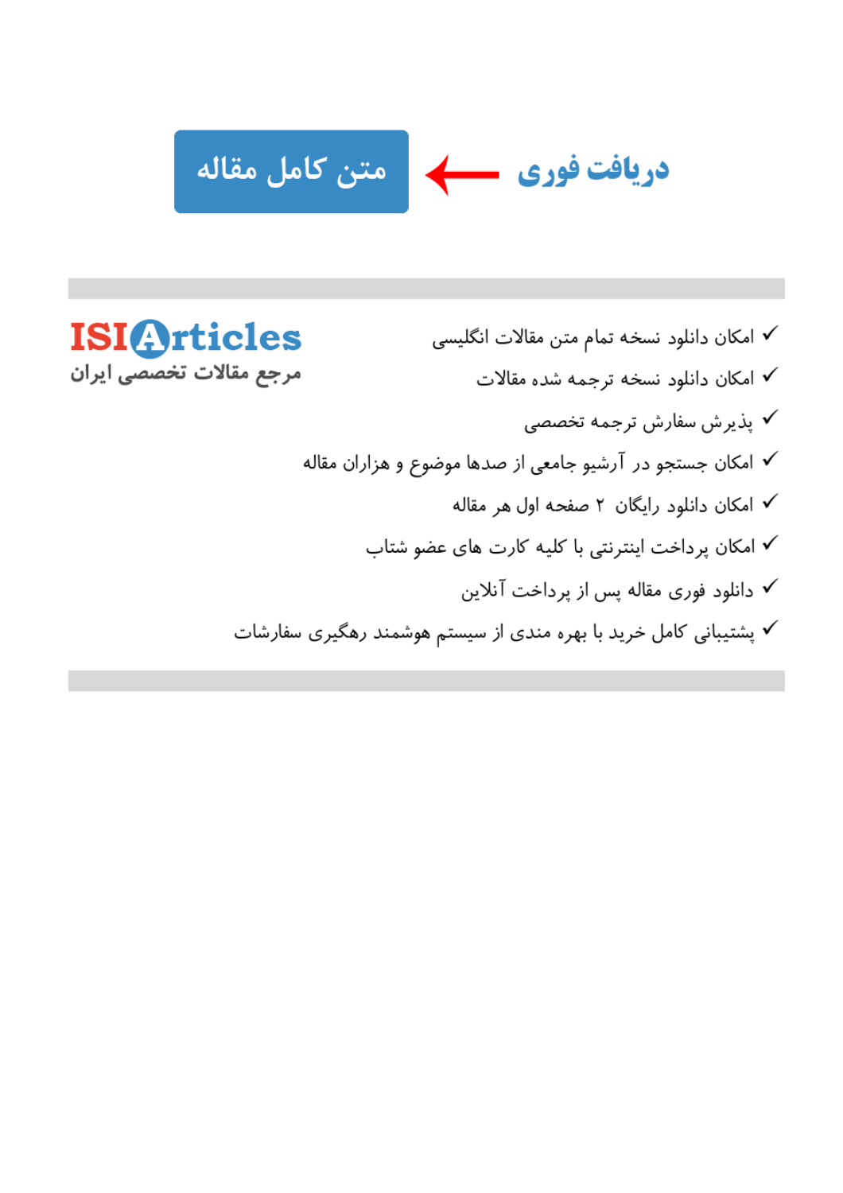دریافت فوری ← متن کامل مقاله

ISIArticles
مرجع مقالات تخصصی ایران

- ✓ امکان دانلود نسخه تمام متن مقالات انگلیسی
- ✓ امکان دانلود نسخه ترجمه شده مقالات
- ✓ پذیرش سفارش ترجمه تخصصی
- ✓ امکان جستجو در آرشیو جامعی از صدها موضوع و هزاران مقاله
- ✓ امکان دانلود رایگان ۲ صفحه اول هر مقاله
- ✓ امکان پرداخت اینترنتی با کلیه کارت های عضو شتاب
- ✓ دانلود فوری مقاله پس از پرداخت آنلاین
- ✓ پشتیبانی کامل خرید با بهره مندی از سیستم هوشمند رهگیری سفارشات